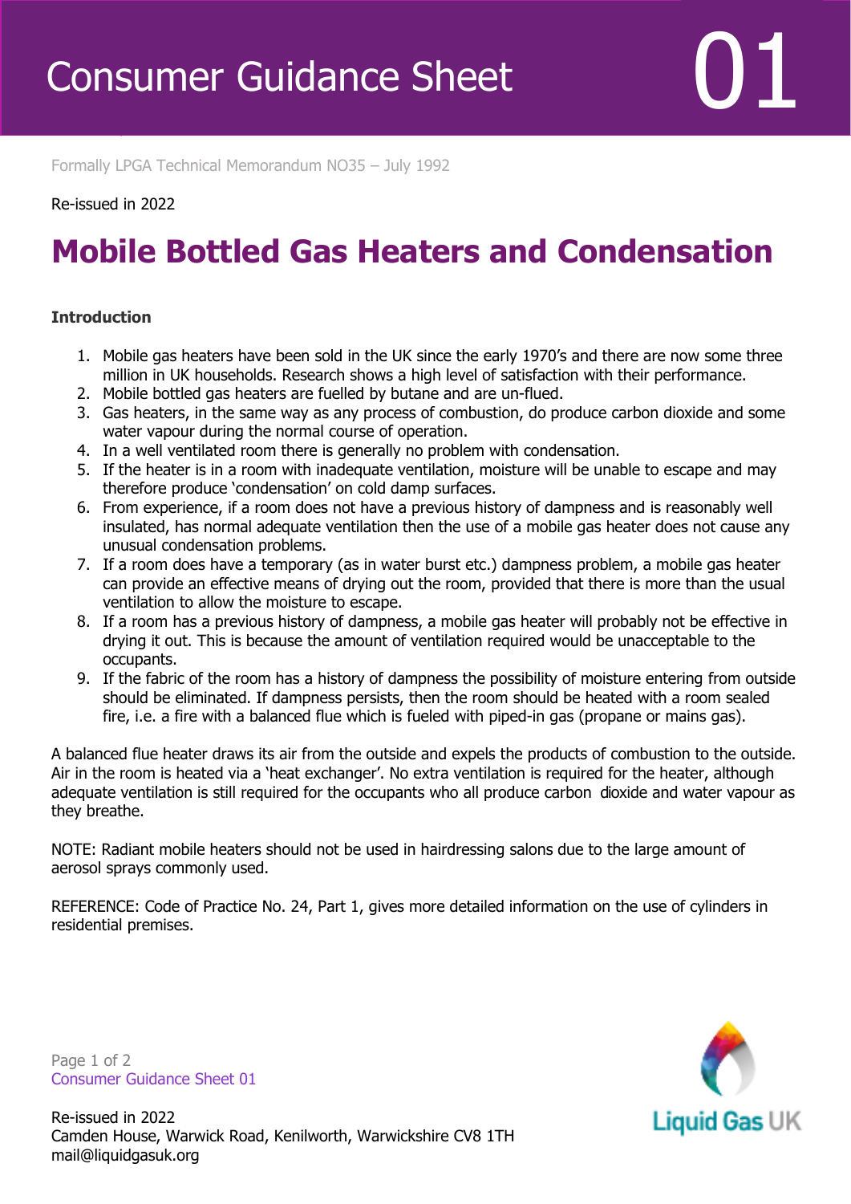# Consumer Guidance Sheet 01

Formally LPGA Technical Memorandum NO35 – July 1992

Re-issued in 2022

## Mobile Bottled Gas Heaters and Condensation

**Introduction**

1. Mobile gas heaters have been sold in the UK since the early 1970's and there are now some three million in UK households. Research shows a high level of satisfaction with their performance.
2. Mobile bottled gas heaters are fuelled by butane and are un-flued.
3. Gas heaters, in the same way as any process of combustion, do produce carbon dioxide and some water vapour during the normal course of operation.
4. In a well ventilated room there is generally no problem with condensation.
5. If the heater is in a room with inadequate ventilation, moisture will be unable to escape and may therefore produce 'condensation' on cold damp surfaces.
6. From experience, if a room does not have a previous history of dampness and is reasonably well insulated, has normal adequate ventilation then the use of a mobile gas heater does not cause any unusual condensation problems.
7. If a room does have a temporary (as in water burst etc.) dampness problem, a mobile gas heater can provide an effective means of drying out the room, provided that there is more than the usual ventilation to allow the moisture to escape.
8. If a room has a previous history of dampness, a mobile gas heater will probably not be effective in drying it out. This is because the amount of ventilation required would be unacceptable to the occupants.
9. If the fabric of the room has a history of dampness the possibility of moisture entering from outside should be eliminated. If dampness persists, then the room should be heated with a room sealed fire, i.e. a fire with a balanced flue which is fueled with piped-in gas (propane or mains gas).

A balanced flue heater draws its air from the outside and expels the products of combustion to the outside. Air in the room is heated via a 'heat exchanger'. No extra ventilation is required for the heater, although adequate ventilation is still required for the occupants who all produce carbon dioxide and water vapour as they breathe.

NOTE: Radiant mobile heaters should not be used in hairdressing salons due to the large amount of aerosol sprays commonly used.

REFERENCE: Code of Practice No. 24, Part 1, gives more detailed information on the use of cylinders in residential premises.

Re-issued in 2022
Camden House, Warwick Road, Kenilworth, Warwickshire CV8 1TH
mail@liquidgasuk.org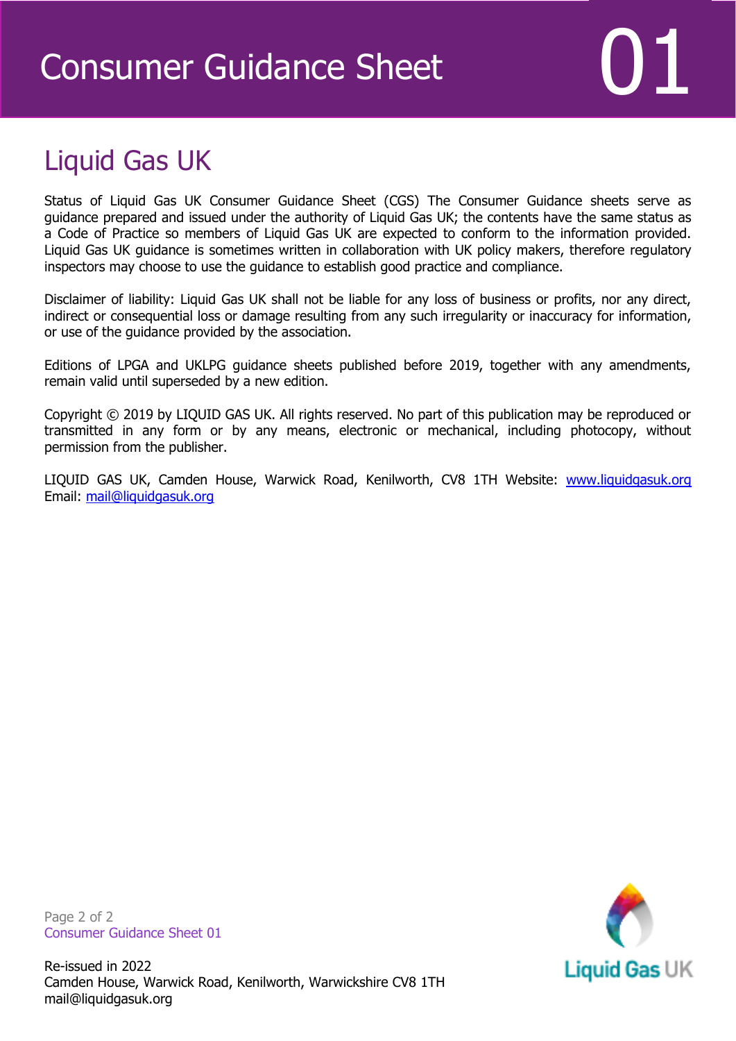# Liquid Gas UK

Status of Liquid Gas UK Consumer Guidance Sheet (CGS) The Consumer Guidance sheets serve as guidance prepared and issued under the authority of Liquid Gas UK; the contents have the same status as a Code of Practice so members of Liquid Gas UK are expected to conform to the information provided. Liquid Gas UK guidance is sometimes written in collaboration with UK policy makers, therefore regulatory inspectors may choose to use the guidance to establish good practice and compliance.

Disclaimer of liability: Liquid Gas UK shall not be liable for any loss of business or profits, nor any direct, indirect or consequential loss or damage resulting from any such irregularity or inaccuracy for information, or use of the guidance provided by the association.

Editions of LPGA and UKLPG guidance sheets published before 2019, together with any amendments, remain valid until superseded by a new edition.

Copyright © 2019 by LIQUID GAS UK. All rights reserved. No part of this publication may be reproduced or transmitted in any form or by any means, electronic or mechanical, including photocopy, without permission from the publisher.

LIQUID GAS UK, Camden House, Warwick Road, Kenilworth, CV8 1TH Website: www.liquidgasuk.org Email: mail@liquidgasuk.org

Re-issued in 2022
Camden House, Warwick Road, Kenilworth, Warwickshire CV8 1TH
mail@liquidgasuk.org